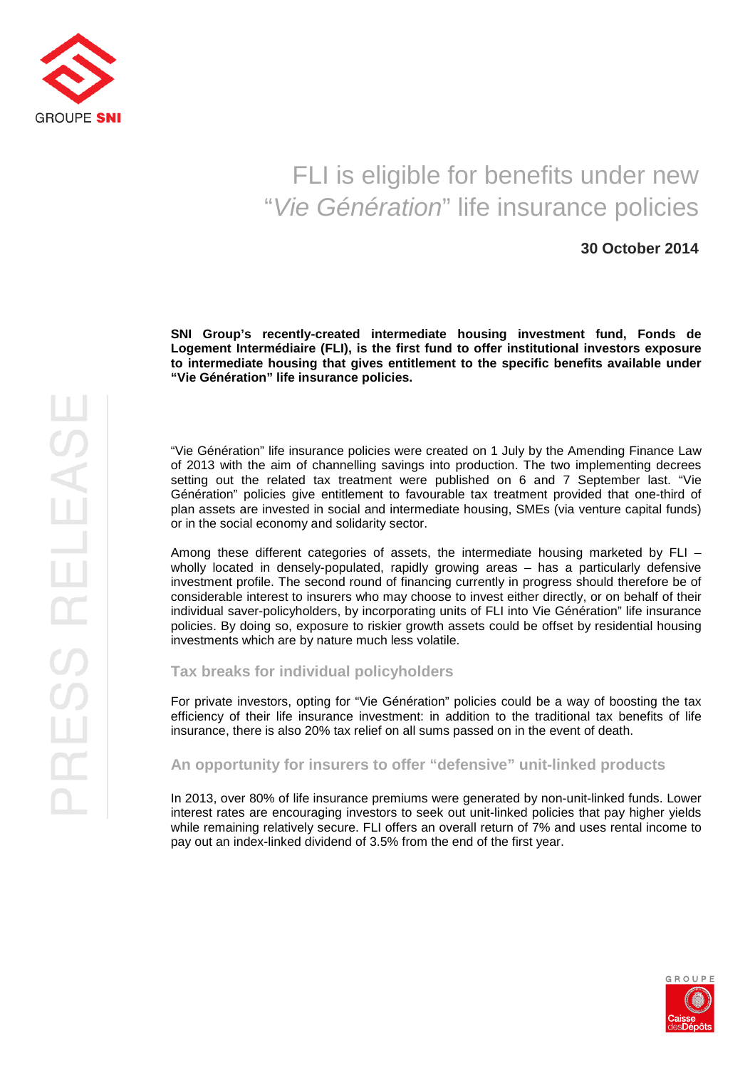# FLI is eligible for benefits under new "*Vie Génération*" life insurance policies

**30 October 2014**

**SNI Group's recently-created intermediate housing investment fund, Fonds de Logement Intermédiaire (FLI), is the first fund to offer institutional investors exposure to intermediate housing that gives entitlement to the specific benefits available under "Vie Génération" life insurance policies.**

"Vie Génération" life insurance policies were created on 1 July by the Amending Finance Law of 2013 with the aim of channelling savings into production. The two implementing decrees setting out the related tax treatment were published on 6 and 7 September last. "Vie Génération" policies give entitlement to favourable tax treatment provided that one-third of plan assets are invested in social and intermediate housing, SMEs (via venture capital funds) or in the social economy and solidarity sector.

Among these different categories of assets, the intermediate housing marketed by FLI – wholly located in densely-populated, rapidly growing areas – has a particularly defensive investment profile. The second round of financing currently in progress should therefore be of considerable interest to insurers who may choose to invest either directly, or on behalf of their individual saver-policyholders, by incorporating units of FLI into Vie Génération" life insurance policies. By doing so, exposure to riskier growth assets could be offset by residential housing investments which are by nature much less volatile.

## Tax breaks for individual policyholders

For private investors, opting for "Vie Génération" policies could be a way of boosting the tax efficiency of their life insurance investment: in addition to the traditional tax benefits of life insurance, there is also 20% tax relief on all sums passed on in the event of death.

## An opportunity for insurers to offer "defensive" unit-linked products

In 2013, over 80% of life insurance premiums were generated by non-unit-linked funds. Lower interest rates are encouraging investors to seek out unit-linked policies that pay higher yields while remaining relatively secure. FLI offers an overall return of 7% and uses rental income to pay out an index-linked dividend of 3.5% from the end of the first year.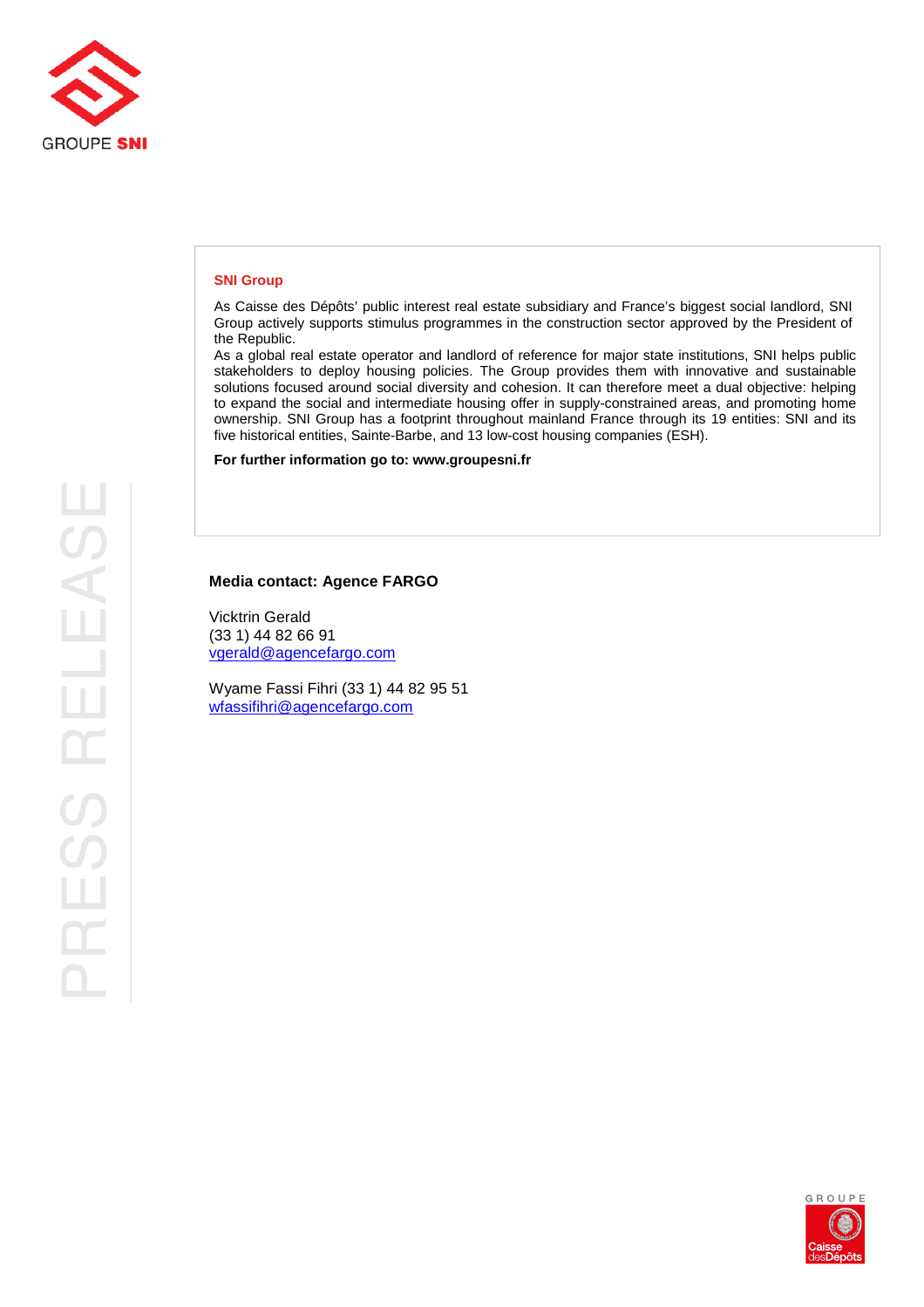## SNI Group

As Caisse des Dépôts' public interest real estate subsidiary and France's biggest social landlord, SNI Group actively supports stimulus programmes in the construction sector approved by the President of the Republic.
As a global real estate operator and landlord of reference for major state institutions, SNI helps public stakeholders to deploy housing policies. The Group provides them with innovative and sustainable solutions focused around social diversity and cohesion. It can therefore meet a dual objective: helping to expand the social and intermediate housing offer in supply-constrained areas, and promoting home ownership. SNI Group has a footprint throughout mainland France through its 19 entities: SNI and its five historical entities, Sainte-Barbe, and 13 low-cost housing companies (ESH).

**For further information go to: www.groupesni.fr**

**Media contact: Agence FARGO**

Vicktrin Gerald
(33 1) 44 82 66 91
vgerald@agencefargo.com

Wyame Fassi Fihri (33 1) 44 82 95 51
wfassifihri@agencefargo.com